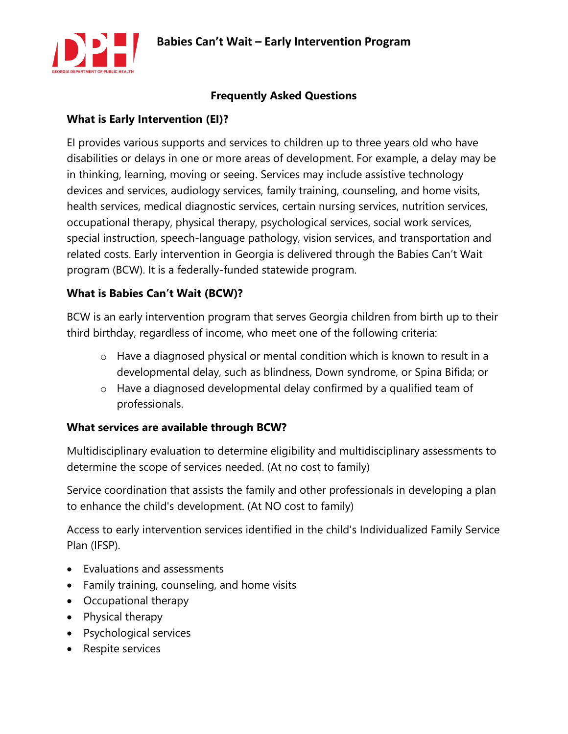# Babies Can't Wait – Early Intervention Program

## Frequently Asked Questions

### What is Early Intervention (EI)?

EI provides various supports and services to children up to three years old who have disabilities or delays in one or more areas of development. For example, a delay may be in thinking, learning, moving or seeing. Services may include assistive technology devices and services, audiology services, family training, counseling, and home visits, health services, medical diagnostic services, certain nursing services, nutrition services, occupational therapy, physical therapy, psychological services, social work services, special instruction, speech-language pathology, vision services, and transportation and related costs. Early intervention in Georgia is delivered through the Babies Can't Wait program (BCW). It is a federally-funded statewide program.

### What is Babies Can't Wait (BCW)?

BCW is an early intervention program that serves Georgia children from birth up to their third birthday, regardless of income, who meet one of the following criteria:

- Have a diagnosed physical or mental condition which is known to result in a developmental delay, such as blindness, Down syndrome, or Spina Bifida; or
- Have a diagnosed developmental delay confirmed by a qualified team of professionals.

### What services are available through BCW?

Multidisciplinary evaluation to determine eligibility and multidisciplinary assessments to determine the scope of services needed. (At no cost to family)

Service coordination that assists the family and other professionals in developing a plan to enhance the child's development. (At NO cost to family)

Access to early intervention services identified in the child's Individualized Family Service Plan (IFSP).

- Evaluations and assessments
- Family training, counseling, and home visits
- Occupational therapy
- Physical therapy
- Psychological services
- Respite services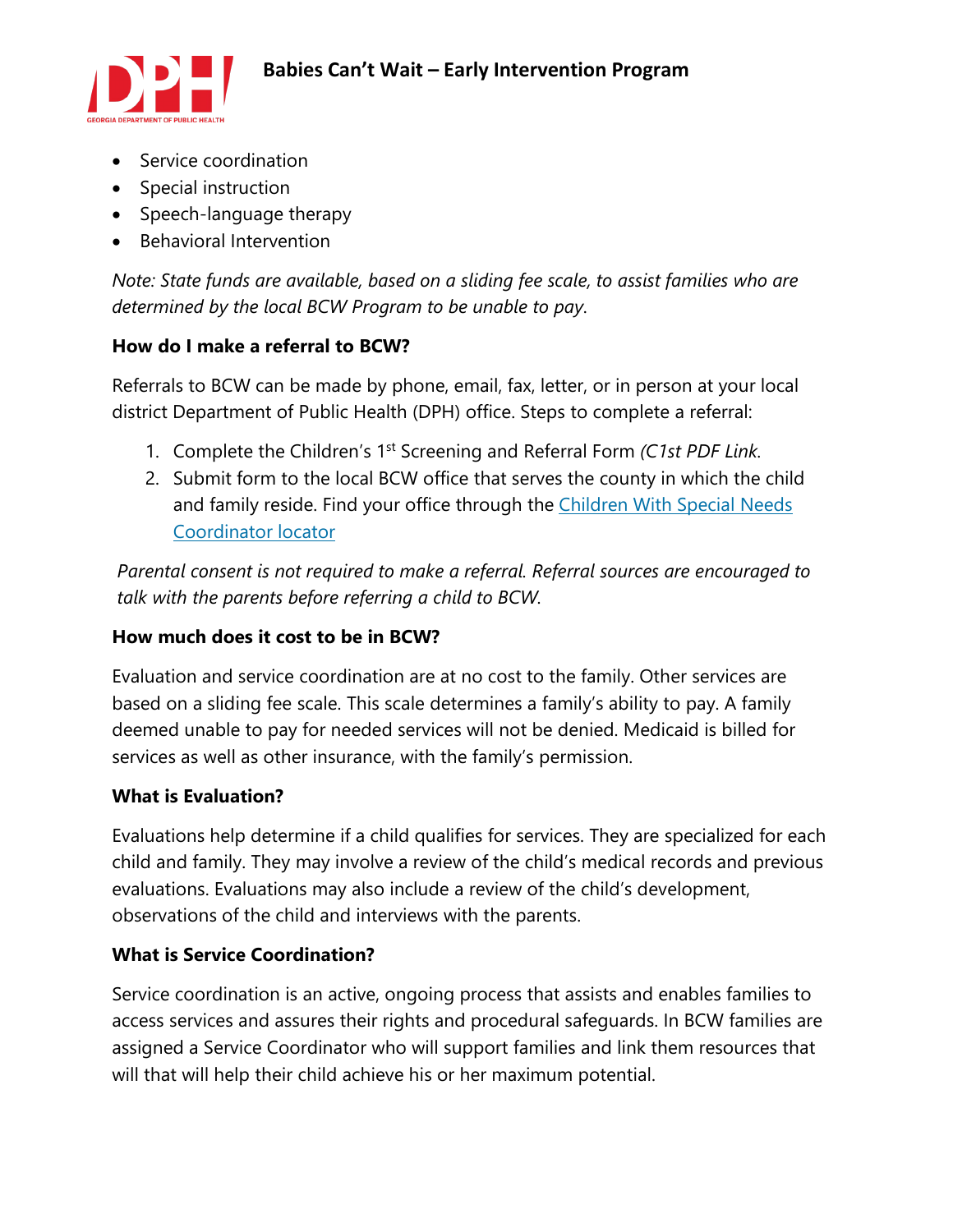- Service coordination
- Special instruction
- Speech-language therapy
- Behavioral Intervention

*Note: State funds are available, based on a sliding fee scale, to assist families who are determined by the local BCW Program to be unable to pay*.

**How do I make a referral to BCW?**

Referrals to BCW can be made by phone, email, fax, letter, or in person at your local district Department of Public Health (DPH) office. Steps to complete a referral:

1. Complete the Children's 1st Screening and Referral Form *(C1st PDF Link.*
2. Submit form to the local BCW office that serves the county in which the child and family reside. Find your office through the Children With Special Needs Coordinator locator

*Parental consent is not required to make a referral. Referral sources are encouraged to talk with the parents before referring a child to BCW.*

**How much does it cost to be in BCW?**

Evaluation and service coordination are at no cost to the family. Other services are based on a sliding fee scale. This scale determines a family's ability to pay. A family deemed unable to pay for needed services will not be denied. Medicaid is billed for services as well as other insurance, with the family's permission.

**What is Evaluation?**

Evaluations help determine if a child qualifies for services. They are specialized for each child and family. They may involve a review of the child's medical records and previous evaluations. Evaluations may also include a review of the child's development, observations of the child and interviews with the parents.

**What is Service Coordination?**

Service coordination is an active, ongoing process that assists and enables families to access services and assures their rights and procedural safeguards. In BCW families are assigned a Service Coordinator who will support families and link them resources that will that will help their child achieve his or her maximum potential.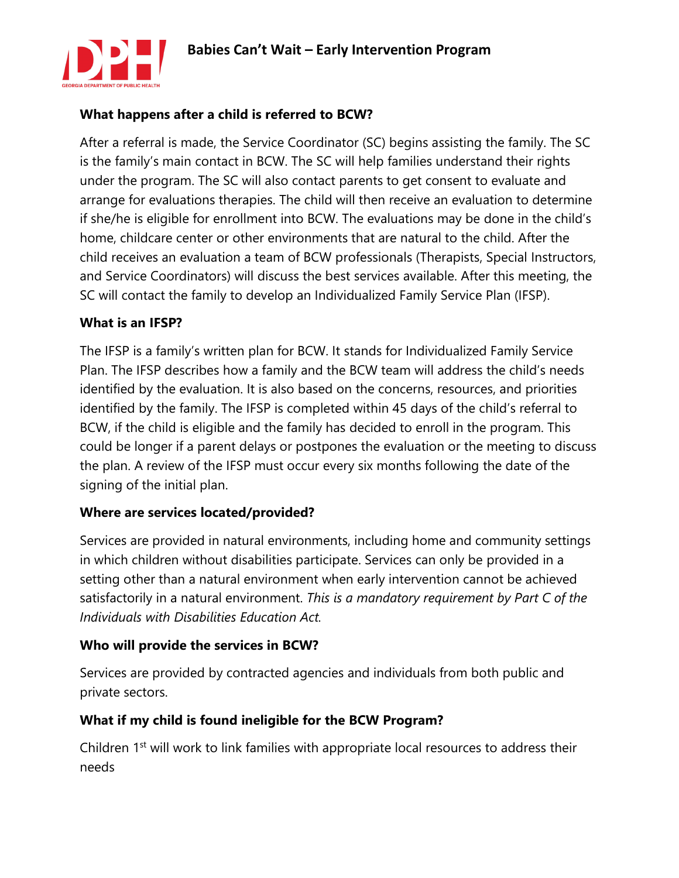### What happens after a child is referred to BCW?

After a referral is made, the Service Coordinator (SC) begins assisting the family. The SC is the family's main contact in BCW. The SC will help families understand their rights under the program. The SC will also contact parents to get consent to evaluate and arrange for evaluations therapies. The child will then receive an evaluation to determine if she/he is eligible for enrollment into BCW. The evaluations may be done in the child's home, childcare center or other environments that are natural to the child. After the child receives an evaluation a team of BCW professionals (Therapists, Special Instructors, and Service Coordinators) will discuss the best services available. After this meeting, the SC will contact the family to develop an Individualized Family Service Plan (IFSP).

### What is an IFSP?

The IFSP is a family's written plan for BCW. It stands for Individualized Family Service Plan. The IFSP describes how a family and the BCW team will address the child's needs identified by the evaluation. It is also based on the concerns, resources, and priorities identified by the family. The IFSP is completed within 45 days of the child's referral to BCW, if the child is eligible and the family has decided to enroll in the program. This could be longer if a parent delays or postpones the evaluation or the meeting to discuss the plan. A review of the IFSP must occur every six months following the date of the signing of the initial plan.

### Where are services located/provided?

Services are provided in natural environments, including home and community settings in which children without disabilities participate. Services can only be provided in a setting other than a natural environment when early intervention cannot be achieved satisfactorily in a natural environment. *This is a mandatory requirement by Part C of the Individuals with Disabilities Education Act.*

### Who will provide the services in BCW?

Services are provided by contracted agencies and individuals from both public and private sectors.

### What if my child is found ineligible for the BCW Program?

Children 1st will work to link families with appropriate local resources to address their needs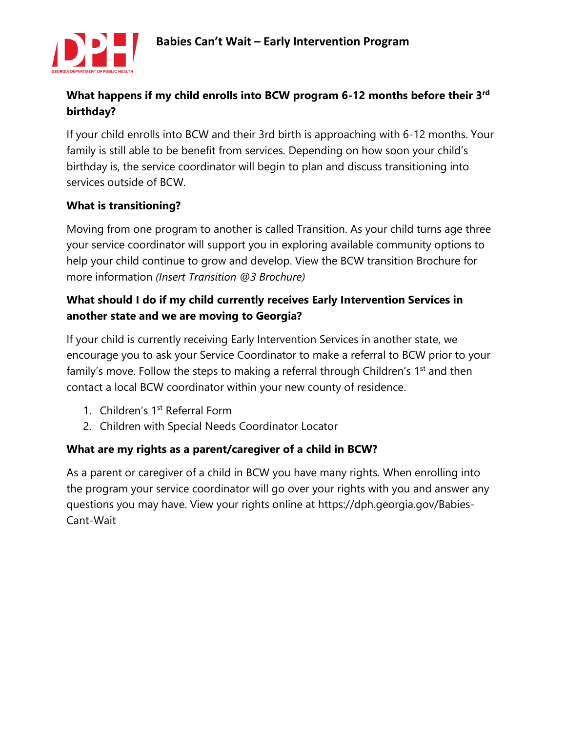# Babies Can't Wait – Early Intervention Program

**What happens if my child enrolls into BCW program 6-12 months before their 3rd birthday?**

If your child enrolls into BCW and their 3rd birth is approaching with 6-12 months. Your family is still able to be benefit from services. Depending on how soon your child's birthday is, the service coordinator will begin to plan and discuss transitioning into services outside of BCW.

**What is transitioning?**

Moving from one program to another is called Transition. As your child turns age three your service coordinator will support you in exploring available community options to help your child continue to grow and develop. View the BCW transition Brochure for more information *(Insert Transition @3 Brochure)*

**What should I do if my child currently receives Early Intervention Services in another state and we are moving to Georgia?**

If your child is currently receiving Early Intervention Services in another state, we encourage you to ask your Service Coordinator to make a referral to BCW prior to your family's move. Follow the steps to making a referral through Children's 1st and then contact a local BCW coordinator within your new county of residence.

1. Children's 1st Referral Form
2. Children with Special Needs Coordinator Locator

**What are my rights as a parent/caregiver of a child in BCW?**

As a parent or caregiver of a child in BCW you have many rights. When enrolling into the program your service coordinator will go over your rights with you and answer any questions you may have. View your rights online at https://dph.georgia.gov/Babies-Cant-Wait